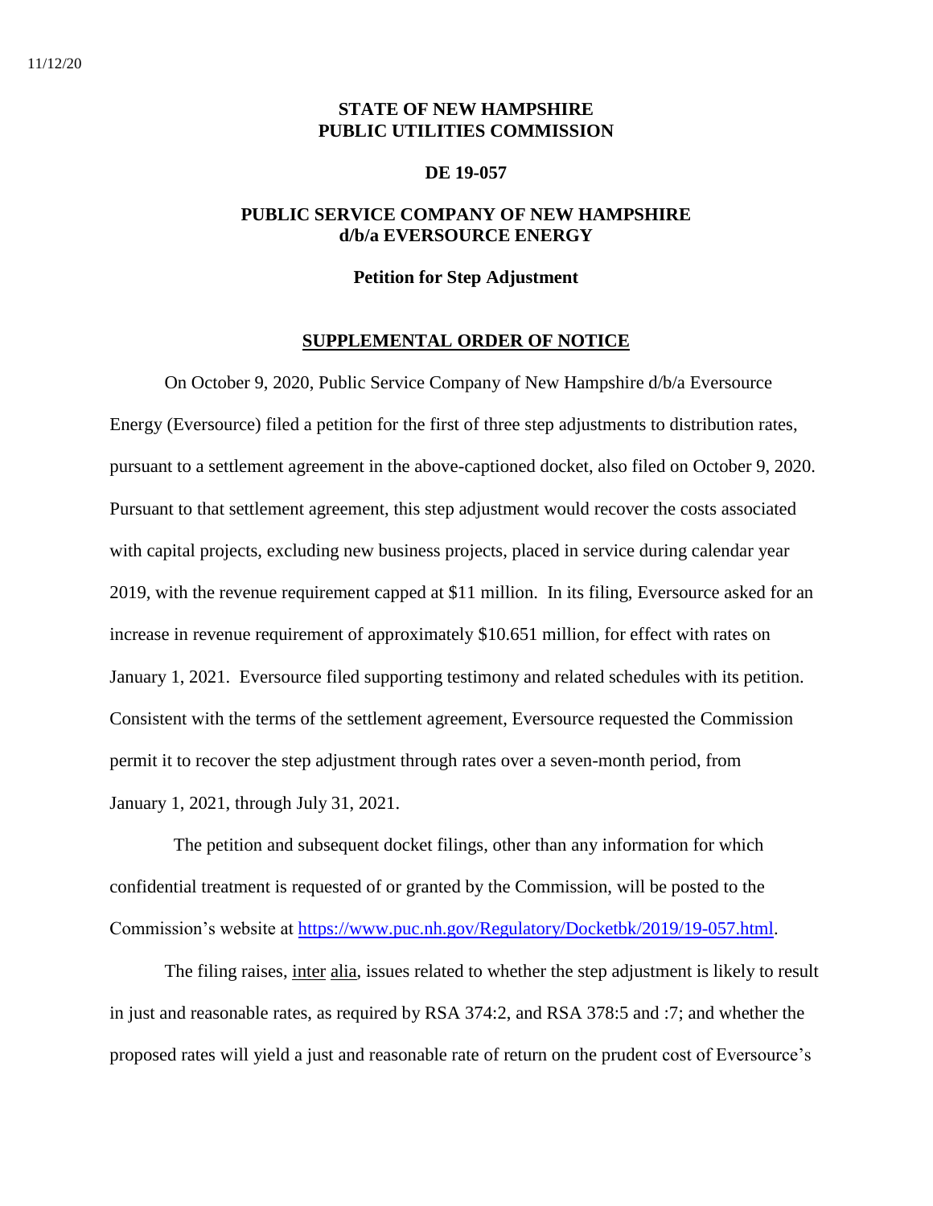11/12/20

**STATE OF NEW HAMPSHIRE**
**PUBLIC UTILITIES COMMISSION**

**DE 19-057**

**PUBLIC SERVICE COMPANY OF NEW HAMPSHIRE**
**d/b/a EVERSOURCE ENERGY**

**Petition for Step Adjustment**

**SUPPLEMENTAL ORDER OF NOTICE**

On October 9, 2020, Public Service Company of New Hampshire d/b/a Eversource Energy (Eversource) filed a petition for the first of three step adjustments to distribution rates, pursuant to a settlement agreement in the above-captioned docket, also filed on October 9, 2020. Pursuant to that settlement agreement, this step adjustment would recover the costs associated with capital projects, excluding new business projects, placed in service during calendar year 2019, with the revenue requirement capped at $11 million. In its filing, Eversource asked for an increase in revenue requirement of approximately $10.651 million, for effect with rates on January 1, 2021. Eversource filed supporting testimony and related schedules with its petition. Consistent with the terms of the settlement agreement, Eversource requested the Commission permit it to recover the step adjustment through rates over a seven-month period, from January 1, 2021, through July 31, 2021.

The petition and subsequent docket filings, other than any information for which confidential treatment is requested of or granted by the Commission, will be posted to the Commission's website at https://www.puc.nh.gov/Regulatory/Docketbk/2019/19-057.html.

The filing raises, inter alia, issues related to whether the step adjustment is likely to result in just and reasonable rates, as required by RSA 374:2, and RSA 378:5 and :7; and whether the proposed rates will yield a just and reasonable rate of return on the prudent cost of Eversource's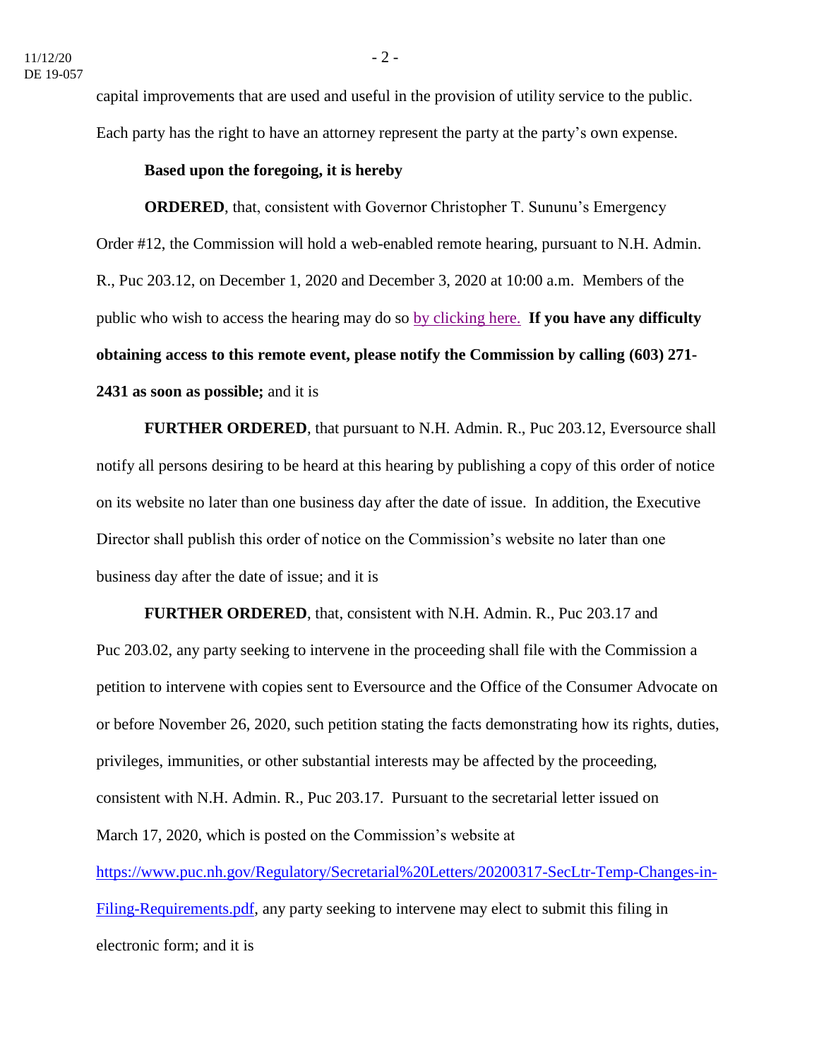capital improvements that are used and useful in the provision of utility service to the public. Each party has the right to have an attorney represent the party at the party's own expense.

**Based upon the foregoing, it is hereby**

**ORDERED**, that, consistent with Governor Christopher T. Sununu's Emergency Order #12, the Commission will hold a web-enabled remote hearing, pursuant to N.H. Admin. R., Puc 203.12, on December 1, 2020 and December 3, 2020 at 10:00 a.m. Members of the public who wish to access the hearing may do so by clicking here. **If you have any difficulty obtaining access to this remote event, please notify the Commission by calling (603) 271-2431 as soon as possible;** and it is

**FURTHER ORDERED**, that pursuant to N.H. Admin. R., Puc 203.12, Eversource shall notify all persons desiring to be heard at this hearing by publishing a copy of this order of notice on its website no later than one business day after the date of issue. In addition, the Executive Director shall publish this order of notice on the Commission's website no later than one business day after the date of issue; and it is

**FURTHER ORDERED**, that, consistent with N.H. Admin. R., Puc 203.17 and Puc 203.02, any party seeking to intervene in the proceeding shall file with the Commission a petition to intervene with copies sent to Eversource and the Office of the Consumer Advocate on or before November 26, 2020, such petition stating the facts demonstrating how its rights, duties, privileges, immunities, or other substantial interests may be affected by the proceeding, consistent with N.H. Admin. R., Puc 203.17. Pursuant to the secretarial letter issued on March 17, 2020, which is posted on the Commission's website at https://www.puc.nh.gov/Regulatory/Secretarial%20Letters/20200317-SecLtr-Temp-Changes-in-Filing-Requirements.pdf, any party seeking to intervene may elect to submit this filing in electronic form; and it is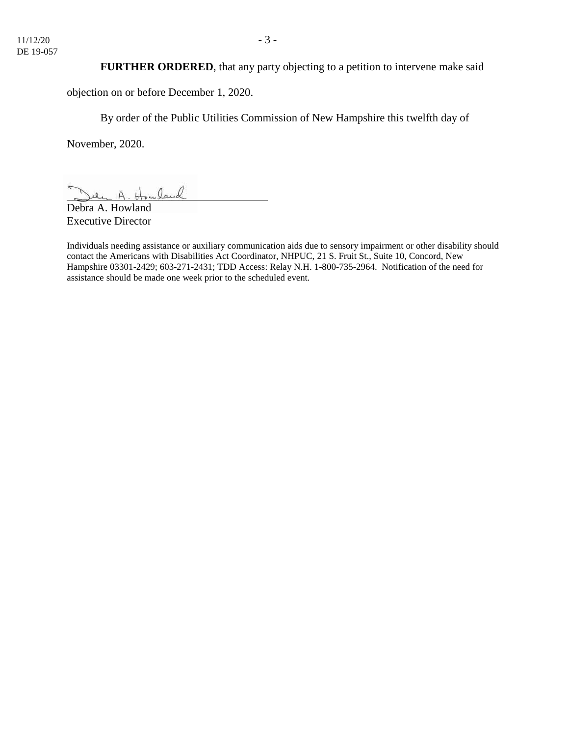**FURTHER ORDERED**, that any party objecting to a petition to intervene make said objection on or before December 1, 2020.

By order of the Public Utilities Commission of New Hampshire this twelfth day of November, 2020.

Debra A. Howland
Executive Director

Individuals needing assistance or auxiliary communication aids due to sensory impairment or other disability should contact the Americans with Disabilities Act Coordinator, NHPUC, 21 S. Fruit St., Suite 10, Concord, New Hampshire 03301-2429; 603-271-2431; TDD Access: Relay N.H. 1-800-735-2964. Notification of the need for assistance should be made one week prior to the scheduled event.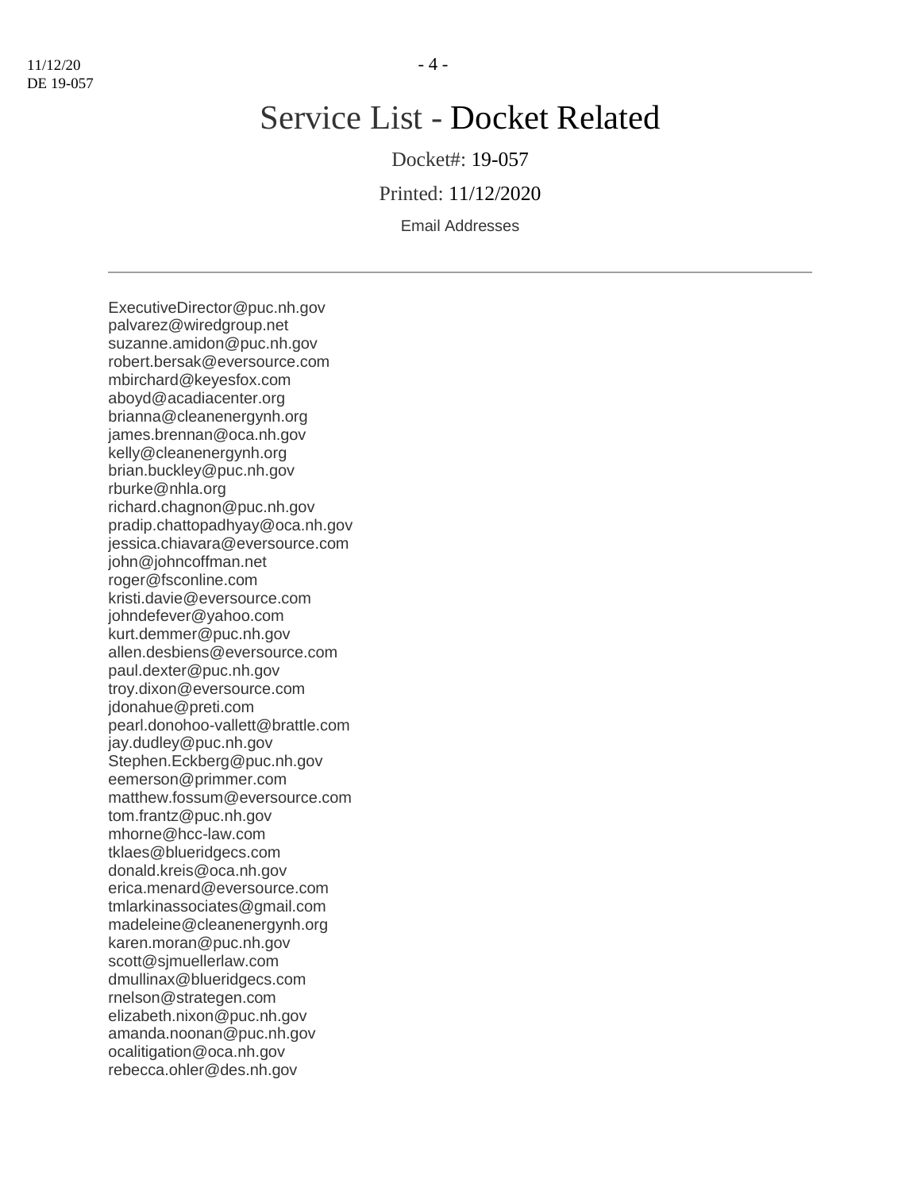# Service List - Docket Related

Docket#: 19-057

Printed: 11/12/2020

Email Addresses

---

ExecutiveDirector@puc.nh.gov
palvarez@wiredgroup.net
suzanne.amidon@puc.nh.gov
robert.bersak@eversource.com
mbirchard@keyesfox.com
aboyd@acadiacenter.org
brianna@cleanenergynh.org
james.brennan@oca.nh.gov
kelly@cleanenergynh.org
brian.buckley@puc.nh.gov
rburke@nhla.org
richard.chagnon@puc.nh.gov
pradip.chattopadhyay@oca.nh.gov
jessica.chiavara@eversource.com
john@johncoffman.net
roger@fsconline.com
kristi.davie@eversource.com
johndefever@yahoo.com
kurt.demmer@puc.nh.gov
allen.desbiens@eversource.com
paul.dexter@puc.nh.gov
troy.dixon@eversource.com
jdonahue@preti.com
pearl.donohoo-vallett@brattle.com
jay.dudley@puc.nh.gov
Stephen.Eckberg@puc.nh.gov
eemerson@primmer.com
matthew.fossum@eversource.com
tom.frantz@puc.nh.gov
mhorne@hcc-law.com
tklaes@blueridgecs.com
donald.kreis@oca.nh.gov
erica.menard@eversource.com
tmlarkinassociates@gmail.com
madeleine@cleanenergynh.org
karen.moran@puc.nh.gov
scott@sjmuellerlaw.com
dmullinax@blueridgecs.com
rnelson@strategen.com
elizabeth.nixon@puc.nh.gov
amanda.noonan@puc.nh.gov
ocalitigation@oca.nh.gov
rebecca.ohler@des.nh.gov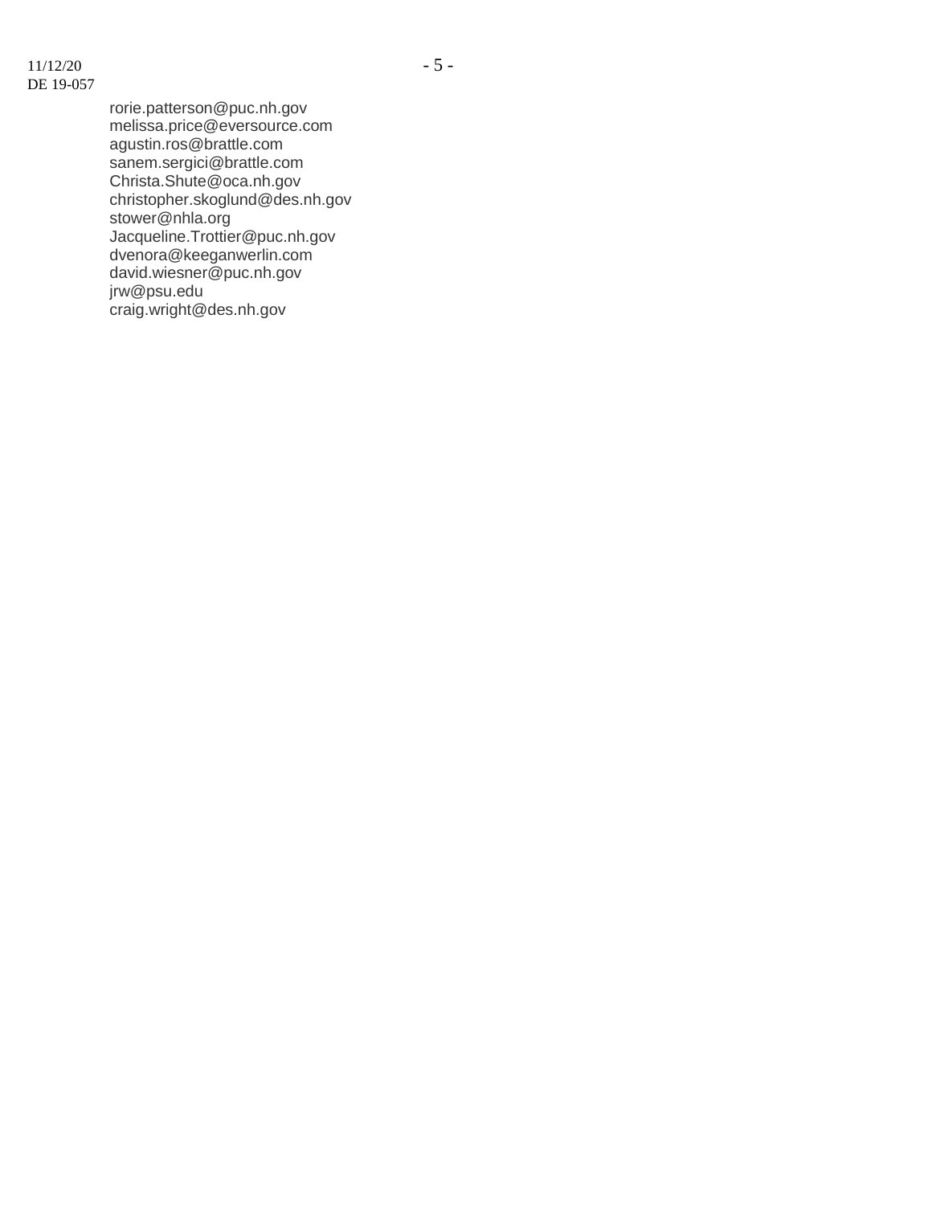rorie.patterson@puc.nh.gov
melissa.price@eversource.com
agustin.ros@brattle.com
sanem.sergici@brattle.com
Christa.Shute@oca.nh.gov
christopher.skoglund@des.nh.gov
stower@nhla.org
Jacqueline.Trottier@puc.nh.gov
dvenora@keeganwerlin.com
david.wiesner@puc.nh.gov
jrw@psu.edu
craig.wright@des.nh.gov